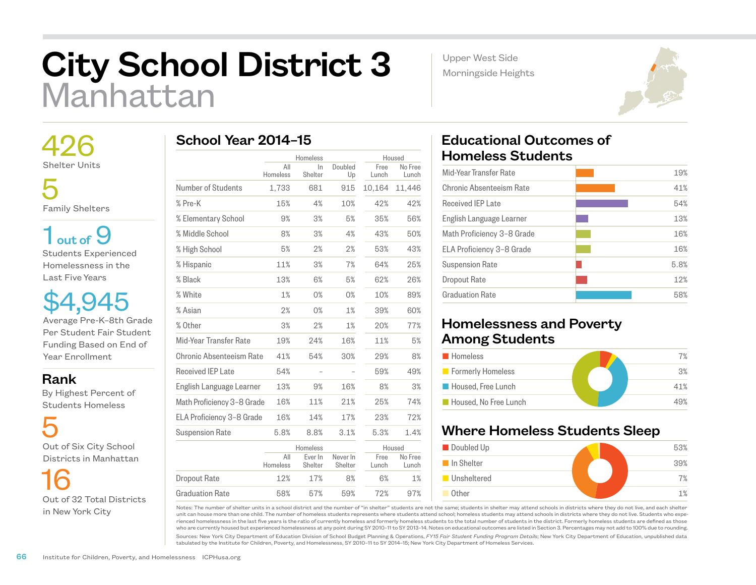# City School District 3
# Manhattan

Upper West Side
Morningside Heights

**426**
Shelter Units

**5**
Family Shelters

**1 out of 9**
Students Experienced Homelessness in the Last Five Years

**$4,945**
Average Pre-K–8th Grade Per Student Fair Student Funding Based on End of Year Enrollment

## Rank

By Highest Percent of Students Homeless

**5**
Out of Six City School Districts in Manhattan

**16**
Out of 32 Total Districts in New York City

## School Year 2014–15

| | Homeless | | | Housed | |
|---|---|---|---|---|---|
| | All Homeless | In Shelter | Doubled Up | Free Lunch | No Free Lunch |
| Number of Students | 1,733 | 681 | 915 | 10,164 | 11,446 |
| % Pre-K | 15% | 4% | 10% | 42% | 42% |
| % Elementary School | 9% | 3% | 5% | 35% | 56% |
| % Middle School | 8% | 3% | 4% | 43% | 50% |
| % High School | 5% | 2% | 2% | 53% | 43% |
| % Hispanic | 11% | 3% | 7% | 64% | 25% |
| % Black | 13% | 6% | 5% | 62% | 26% |
| % White | 1% | 0% | 0% | 10% | 89% |
| % Asian | 2% | 0% | 1% | 39% | 60% |
| % Other | 3% | 2% | 1% | 20% | 77% |
| Mid-Year Transfer Rate | 19% | 24% | 16% | 11% | 5% |
| Chronic Absenteeism Rate | 41% | 54% | 30% | 29% | 8% |
| Received IEP Late | 54% | – | – | 59% | 49% |
| English Language Learner | 13% | 9% | 16% | 8% | 3% |
| Math Proficiency 3–8 Grade | 16% | 11% | 21% | 25% | 74% |
| ELA Proficiency 3–8 Grade | 16% | 14% | 17% | 23% | 72% |
| Suspension Rate | 5.8% | 8.8% | 3.1% | 5.3% | 1.4% |

| | Homeless | | | Housed | |
|---|---|---|---|---|---|
| | All Homeless | Ever In Shelter | Never In Shelter | Free Lunch | No Free Lunch |
| Dropout Rate | 12% | 17% | 8% | 6% | 1% |
| Graduation Rate | 58% | 57% | 59% | 72% | 97% |

## Educational Outcomes of Homeless Students

| Outcome | Rate |
|---|---|
| Mid-Year Transfer Rate | 19% |
| Chronic Absenteeism Rate | 41% |
| Received IEP Late | 54% |
| English Language Learner | 13% |
| Math Proficiency 3–8 Grade | 16% |
| ELA Proficiency 3–8 Grade | 16% |
| Suspension Rate | 5.8% |
| Dropout Rate | 12% |
| Graduation Rate | 58% |

## Homelessness and Poverty Among Students

| Category | Percent |
|---|---|
| Homeless | 7% |
| Formerly Homeless | 3% |
| Housed, Free Lunch | 41% |
| Housed, No Free Lunch | 49% |

## Where Homeless Students Sleep

| Category | Percent |
|---|---|
| Doubled Up | 53% |
| In Shelter | 39% |
| Unsheltered | 7% |
| Other | 1% |

Notes: The number of shelter units in a school district and the number of "in shelter" students are not the same; students in shelter may attend schools in districts where they do not live, and each shelter unit can house more than one child. The number of homeless students represents where students attend school; homeless students may attend schools in districts where they do not live. Students who experienced homelessness in the last five years is the ratio of currently homeless and formerly homeless students to the total number of students in the district. Formerly homeless students are defined as those who are currently housed but experienced homelessness at any point during SY 2010–11 to SY 2013–14. Notes on educational outcomes are listed in Section 3. Percentages may not add to 100% due to rounding.

Sources: New York City Department of Education Division of School Budget Planning & Operations, *FY15 Fair Student Funding Program Details*; New York City Department of Education, unpublished data tabulated by the Institute for Children, Poverty, and Homelessness, SY 2010–11 to SY 2014–15; New York City Department of Homeless Services.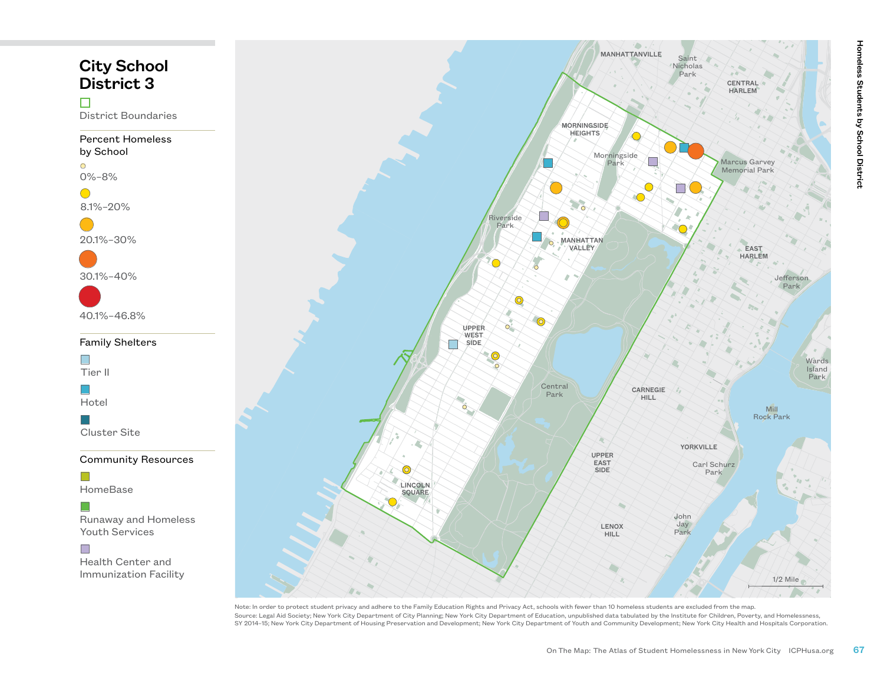# City School District 3

District Boundaries

Percent Homeless by School

0%–8%

8.1%–20%

20.1%–30%

30.1%–40%

40.1%–46.8%

Family Shelters

Tier II

Hotel

Cluster Site

Community Resources

HomeBase

Runaway and Homeless Youth Services

Health Center and Immunization Facility

MANHATTANVILLE

Saint Nicholas Park

CENTRAL HARLEM

MORNINGSIDE HEIGHTS

Morningside Park

Marcus Garvey Memorial Park

Riverside Park

MANHATTAN VALLEY

EAST HARLEM

Jefferson Park

UPPER WEST SIDE

Wards Island Park

Central Park

CARNEGIE HILL

Mill Rock Park

YORKVILLE

UPPER EAST SIDE

Carl Schurz Park

LINCOLN SQUARE

LENOX HILL

John Jay Park

1/2 Mile

Note: In order to protect student privacy and adhere to the Family Education Rights and Privacy Act, schools with fewer than 10 homeless students are excluded from the map.

Source: Legal Aid Society; New York City Department of City Planning; New York City Department of Education, unpublished data tabulated by the Institute for Children, Poverty, and Homelessness, SY 2014–15; New York City Department of Housing Preservation and Development; New York City Department of Youth and Community Development; New York City Health and Hospitals Corporation.